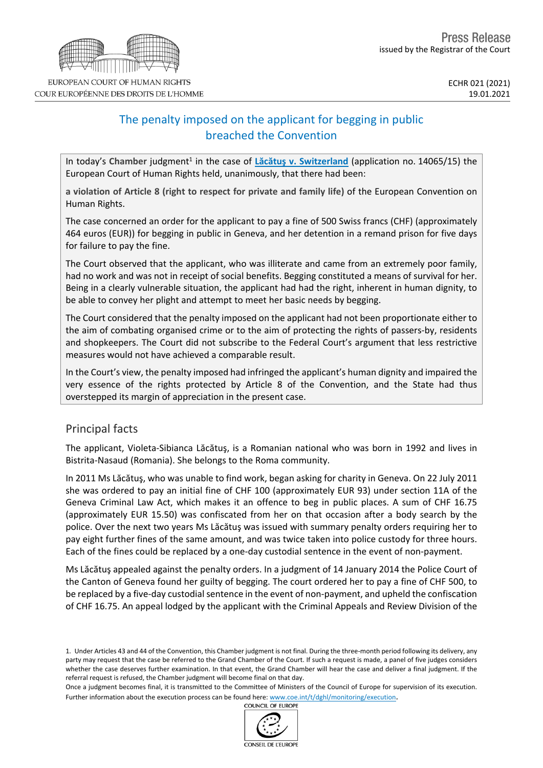EUROPEAN COURT OF HUMAN RIGHTS
COUR EUROPÉENNE DES DROITS DE L'HOMME

Press Release
issued by the Registrar of the Court

ECHR 021 (2021)
19.01.2021

# The penalty imposed on the applicant for begging in public breached the Convention

In today's **Chamber** judgment[1] in the case of **Lăcătuş v. Switzerland** (application no. 14065/15) the European Court of Human Rights held, unanimously, that there had been:

**a violation of Article 8 (right to respect for private and family life)** of the European Convention on Human Rights.

The case concerned an order for the applicant to pay a fine of 500 Swiss francs (CHF) (approximately 464 euros (EUR)) for begging in public in Geneva, and her detention in a remand prison for five days for failure to pay the fine.

The Court observed that the applicant, who was illiterate and came from an extremely poor family, had no work and was not in receipt of social benefits. Begging constituted a means of survival for her. Being in a clearly vulnerable situation, the applicant had had the right, inherent in human dignity, to be able to convey her plight and attempt to meet her basic needs by begging.

The Court considered that the penalty imposed on the applicant had not been proportionate either to the aim of combating organised crime or to the aim of protecting the rights of passers-by, residents and shopkeepers. The Court did not subscribe to the Federal Court's argument that less restrictive measures would not have achieved a comparable result.

In the Court's view, the penalty imposed had infringed the applicant's human dignity and impaired the very essence of the rights protected by Article 8 of the Convention, and the State had thus overstepped its margin of appreciation in the present case.

## Principal facts

The applicant, Violeta-Sibianca Lăcătuş, is a Romanian national who was born in 1992 and lives in Bistrita-Nasaud (Romania). She belongs to the Roma community.

In 2011 Ms Lăcătuş, who was unable to find work, began asking for charity in Geneva. On 22 July 2011 she was ordered to pay an initial fine of CHF 100 (approximately EUR 93) under section 11A of the Geneva Criminal Law Act, which makes it an offence to beg in public places. A sum of CHF 16.75 (approximately EUR 15.50) was confiscated from her on that occasion after a body search by the police. Over the next two years Ms Lăcătuş was issued with summary penalty orders requiring her to pay eight further fines of the same amount, and was twice taken into police custody for three hours. Each of the fines could be replaced by a one-day custodial sentence in the event of non-payment.

Ms Lăcătuş appealed against the penalty orders. In a judgment of 14 January 2014 the Police Court of the Canton of Geneva found her guilty of begging. The court ordered her to pay a fine of CHF 500, to be replaced by a five-day custodial sentence in the event of non-payment, and upheld the confiscation of CHF 16.75. An appeal lodged by the applicant with the Criminal Appeals and Review Division of the

---

1. Under Articles 43 and 44 of the Convention, this Chamber judgment is not final. During the three-month period following its delivery, any party may request that the case be referred to the Grand Chamber of the Court. If such a request is made, a panel of five judges considers whether the case deserves further examination. In that event, the Grand Chamber will hear the case and deliver a final judgment. If the referral request is refused, the Chamber judgment will become final on that day.
Once a judgment becomes final, it is transmitted to the Committee of Ministers of the Council of Europe for supervision of its execution. Further information about the execution process can be found here: www.coe.int/t/dghl/monitoring/execution.

COUNCIL OF EUROPE
CONSEIL DE L'EUROPE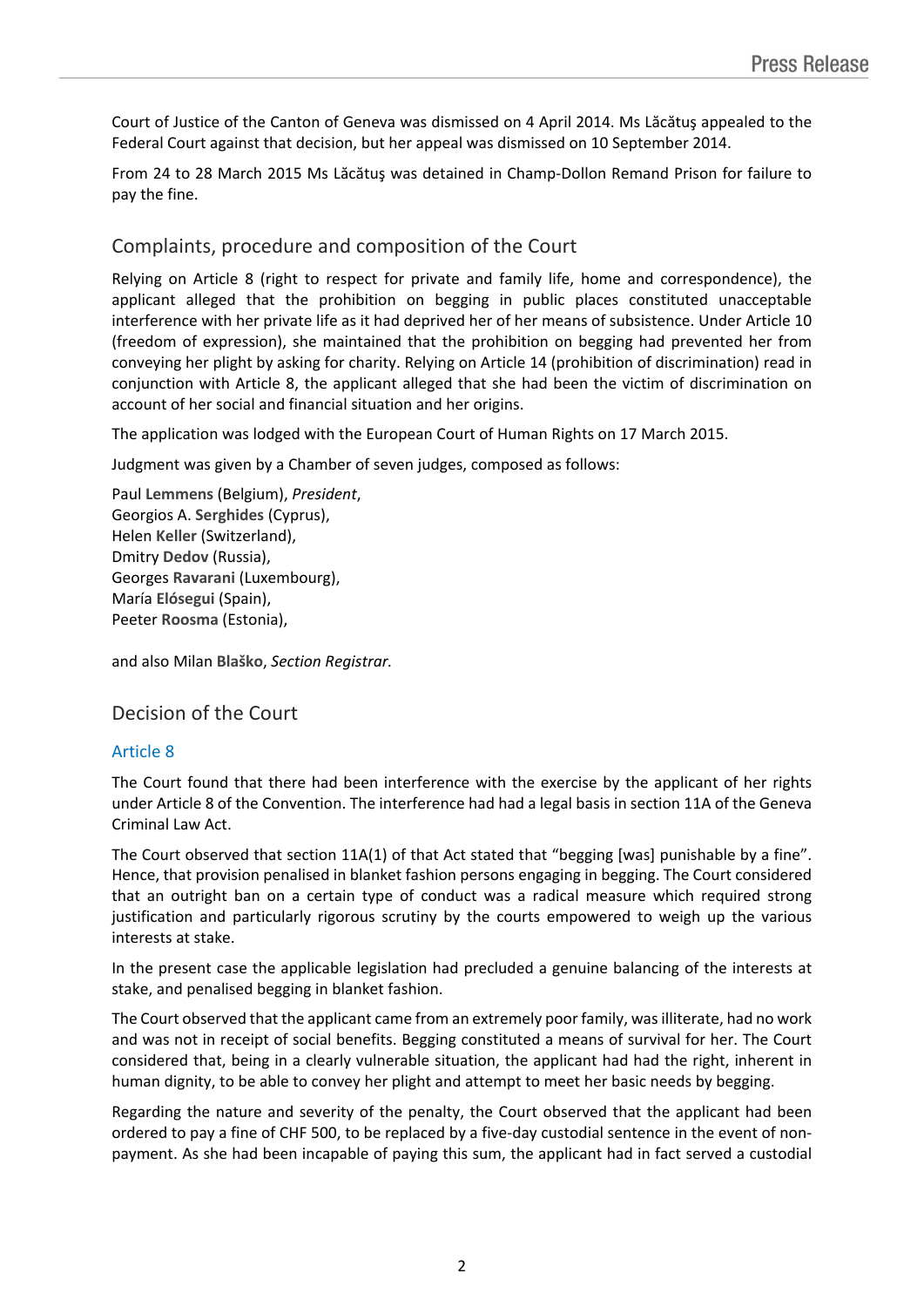Court of Justice of the Canton of Geneva was dismissed on 4 April 2014. Ms Lăcătuş appealed to the Federal Court against that decision, but her appeal was dismissed on 10 September 2014.

From 24 to 28 March 2015 Ms Lăcătuş was detained in Champ-Dollon Remand Prison for failure to pay the fine.

## Complaints, procedure and composition of the Court

Relying on Article 8 (right to respect for private and family life, home and correspondence), the applicant alleged that the prohibition on begging in public places constituted unacceptable interference with her private life as it had deprived her of her means of subsistence. Under Article 10 (freedom of expression), she maintained that the prohibition on begging had prevented her from conveying her plight by asking for charity. Relying on Article 14 (prohibition of discrimination) read in conjunction with Article 8, the applicant alleged that she had been the victim of discrimination on account of her social and financial situation and her origins.

The application was lodged with the European Court of Human Rights on 17 March 2015.

Judgment was given by a Chamber of seven judges, composed as follows:

Paul **Lemmens** (Belgium), *President*,
Georgios A. **Serghides** (Cyprus),
Helen **Keller** (Switzerland),
Dmitry **Dedov** (Russia),
Georges **Ravarani** (Luxembourg),
María **Elósegui** (Spain),
Peeter **Roosma** (Estonia),

and also Milan **Blaško**, *Section Registrar.*

## Decision of the Court

### Article 8

The Court found that there had been interference with the exercise by the applicant of her rights under Article 8 of the Convention. The interference had had a legal basis in section 11A of the Geneva Criminal Law Act.

The Court observed that section 11A(1) of that Act stated that "begging [was] punishable by a fine". Hence, that provision penalised in blanket fashion persons engaging in begging. The Court considered that an outright ban on a certain type of conduct was a radical measure which required strong justification and particularly rigorous scrutiny by the courts empowered to weigh up the various interests at stake.

In the present case the applicable legislation had precluded a genuine balancing of the interests at stake, and penalised begging in blanket fashion.

The Court observed that the applicant came from an extremely poor family, was illiterate, had no work and was not in receipt of social benefits. Begging constituted a means of survival for her. The Court considered that, being in a clearly vulnerable situation, the applicant had had the right, inherent in human dignity, to be able to convey her plight and attempt to meet her basic needs by begging.

Regarding the nature and severity of the penalty, the Court observed that the applicant had been ordered to pay a fine of CHF 500, to be replaced by a five-day custodial sentence in the event of non-payment. As she had been incapable of paying this sum, the applicant had in fact served a custodial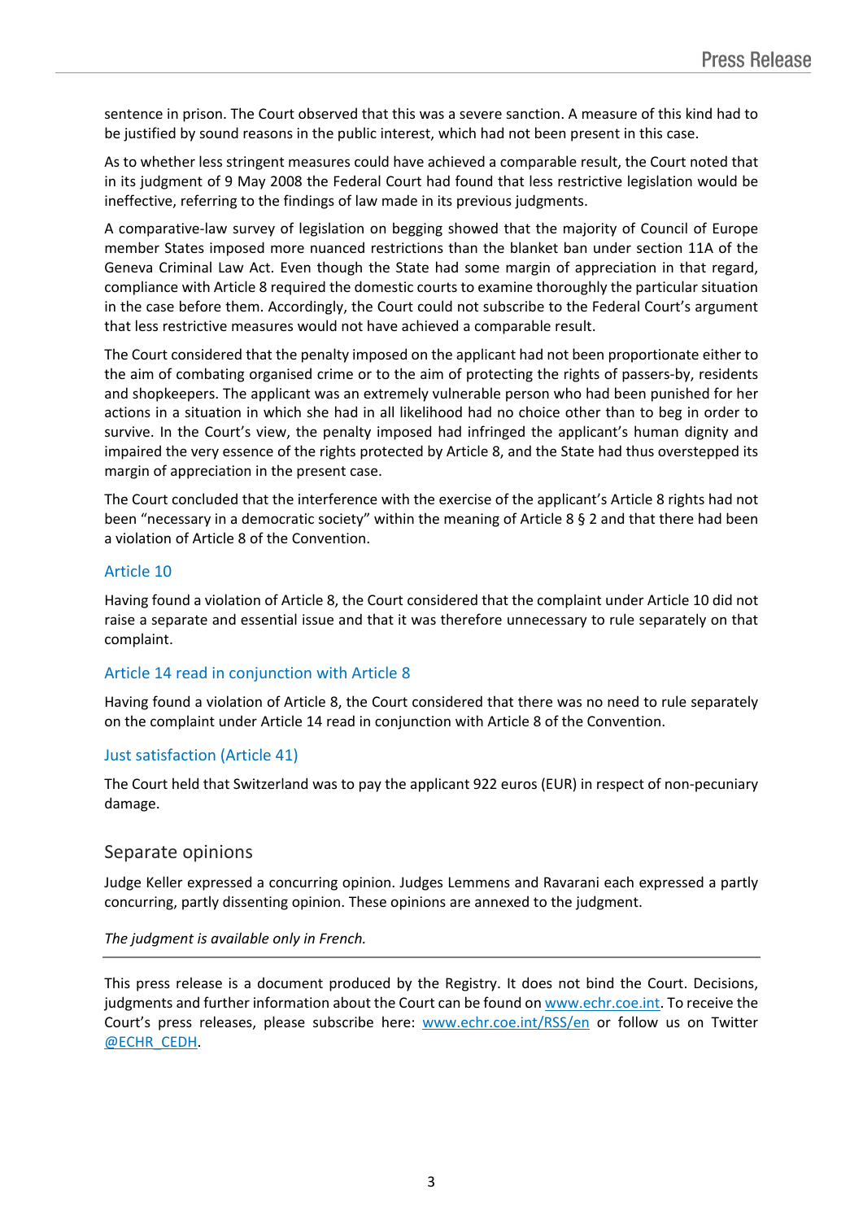sentence in prison. The Court observed that this was a severe sanction. A measure of this kind had to be justified by sound reasons in the public interest, which had not been present in this case.

As to whether less stringent measures could have achieved a comparable result, the Court noted that in its judgment of 9 May 2008 the Federal Court had found that less restrictive legislation would be ineffective, referring to the findings of law made in its previous judgments.

A comparative-law survey of legislation on begging showed that the majority of Council of Europe member States imposed more nuanced restrictions than the blanket ban under section 11A of the Geneva Criminal Law Act. Even though the State had some margin of appreciation in that regard, compliance with Article 8 required the domestic courts to examine thoroughly the particular situation in the case before them. Accordingly, the Court could not subscribe to the Federal Court's argument that less restrictive measures would not have achieved a comparable result.

The Court considered that the penalty imposed on the applicant had not been proportionate either to the aim of combating organised crime or to the aim of protecting the rights of passers-by, residents and shopkeepers. The applicant was an extremely vulnerable person who had been punished for her actions in a situation in which she had in all likelihood had no choice other than to beg in order to survive. In the Court's view, the penalty imposed had infringed the applicant's human dignity and impaired the very essence of the rights protected by Article 8, and the State had thus overstepped its margin of appreciation in the present case.

The Court concluded that the interference with the exercise of the applicant's Article 8 rights had not been "necessary in a democratic society" within the meaning of Article 8 § 2 and that there had been a violation of Article 8 of the Convention.

### Article 10

Having found a violation of Article 8, the Court considered that the complaint under Article 10 did not raise a separate and essential issue and that it was therefore unnecessary to rule separately on that complaint.

### Article 14 read in conjunction with Article 8

Having found a violation of Article 8, the Court considered that there was no need to rule separately on the complaint under Article 14 read in conjunction with Article 8 of the Convention.

### Just satisfaction (Article 41)

The Court held that Switzerland was to pay the applicant 922 euros (EUR) in respect of non-pecuniary damage.

## Separate opinions

Judge Keller expressed a concurring opinion. Judges Lemmens and Ravarani each expressed a partly concurring, partly dissenting opinion. These opinions are annexed to the judgment.

*The judgment is available only in French.*

---

This press release is a document produced by the Registry. It does not bind the Court. Decisions, judgments and further information about the Court can be found on www.echr.coe.int. To receive the Court's press releases, please subscribe here: www.echr.coe.int/RSS/en or follow us on Twitter @ECHR_CEDH.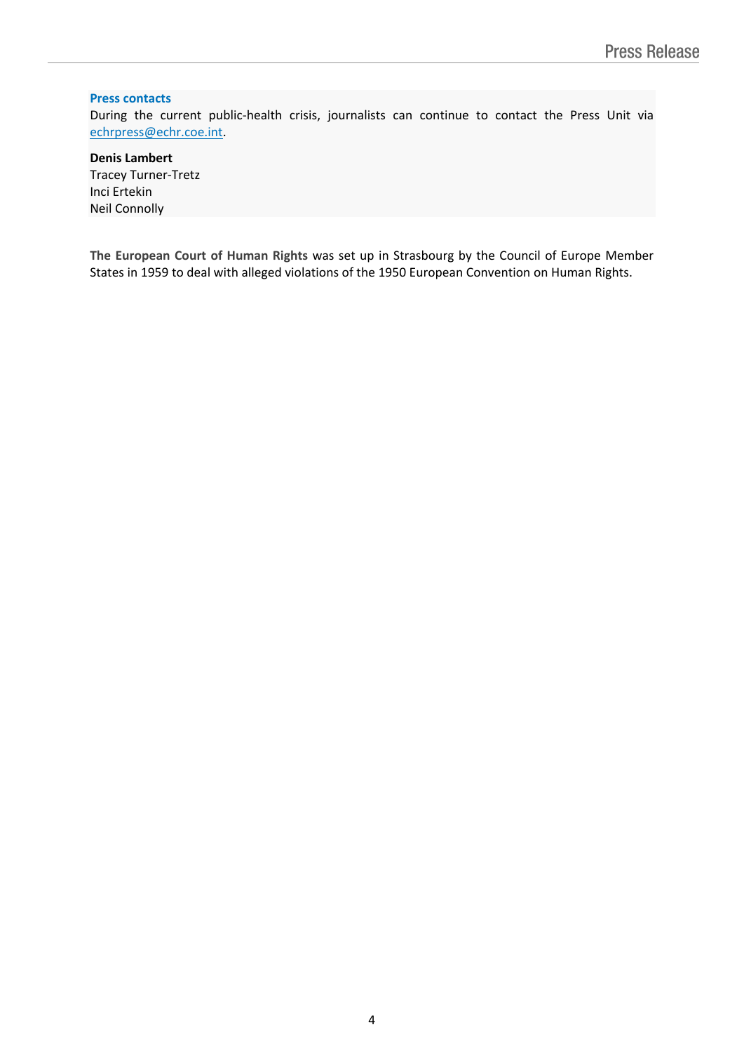**Press contacts**

During the current public-health crisis, journalists can continue to contact the Press Unit via echrpress@echr.coe.int.

**Denis Lambert**
Tracey Turner-Tretz
Inci Ertekin
Neil Connolly

**The European Court of Human Rights** was set up in Strasbourg by the Council of Europe Member States in 1959 to deal with alleged violations of the 1950 European Convention on Human Rights.